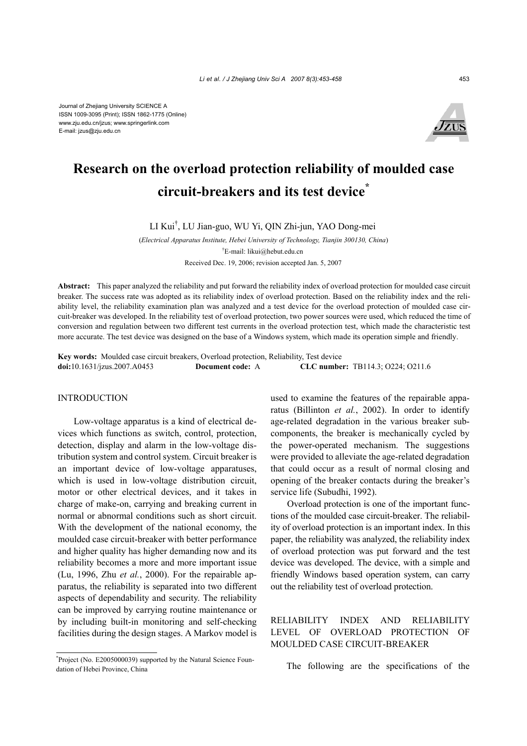Journal of Zhejiang University SCIENCE A
ISSN 1009-3095 (Print); ISSN 1862-1775 (Online)
www.zju.edu.cn/jzus; www.springerlink.com
E-mail: jzus@zju.edu.cn

# Research on the overload protection reliability of moulded case circuit-breakers and its test device*

LI Kui†, LU Jian-guo, WU Yi, QIN Zhi-jun, YAO Dong-mei

(*Electrical Apparatus Institute, Hebei University of Technology, Tianjin 300130, China*)

†E-mail: likui@hebut.edu.cn

Received Dec. 19, 2006; revision accepted Jan. 5, 2007

**Abstract:** This paper analyzed the reliability and put forward the reliability index of overload protection for moulded case circuit breaker. The success rate was adopted as its reliability index of overload protection. Based on the reliability index and the reliability level, the reliability examination plan was analyzed and a test device for the overload protection of moulded case circuit-breaker was developed. In the reliability test of overload protection, two power sources were used, which reduced the time of conversion and regulation between two different test currents in the overload protection test, which made the characteristic test more accurate. The test device was designed on the base of a Windows system, which made its operation simple and friendly.

**Key words:** Moulded case circuit breakers, Overload protection, Reliability, Test device
**doi:**10.1631/jzus.2007.A0453 **Document code:** A **CLC number:** TB114.3; O224; O211.6

## INTRODUCTION

Low-voltage apparatus is a kind of electrical devices which functions as switch, control, protection, detection, display and alarm in the low-voltage distribution system and control system. Circuit breaker is an important device of low-voltage apparatuses, which is used in low-voltage distribution circuit, motor or other electrical devices, and it takes in charge of make-on, carrying and breaking current in normal or abnormal conditions such as short circuit. With the development of the national economy, the moulded case circuit-breaker with better performance and higher quality has higher demanding now and its reliability becomes a more and more important issue (Lu, 1996, Zhu *et al.*, 2000). For the repairable apparatus, the reliability is separated into two different aspects of dependability and security. The reliability can be improved by carrying routine maintenance or by including built-in monitoring and self-checking facilities during the design stages. A Markov model is used to examine the features of the repairable apparatus (Billinton *et al.*, 2002). In order to identify age-related degradation in the various breaker subcomponents, the breaker is mechanically cycled by the power-operated mechanism. The suggestions were provided to alleviate the age-related degradation that could occur as a result of normal closing and opening of the breaker contacts during the breaker's service life (Subudhi, 1992).

Overload protection is one of the important functions of the moulded case circuit-breaker. The reliability of overload protection is an important index. In this paper, the reliability was analyzed, the reliability index of overload protection was put forward and the test device was developed. The device, with a simple and friendly Windows based operation system, can carry out the reliability test of overload protection.

## RELIABILITY INDEX AND RELIABILITY LEVEL OF OVERLOAD PROTECTION OF MOULDED CASE CIRCUIT-BREAKER

The following are the specifications of the

*Project (No. E2005000039) supported by the Natural Science Foundation of Hebei Province, China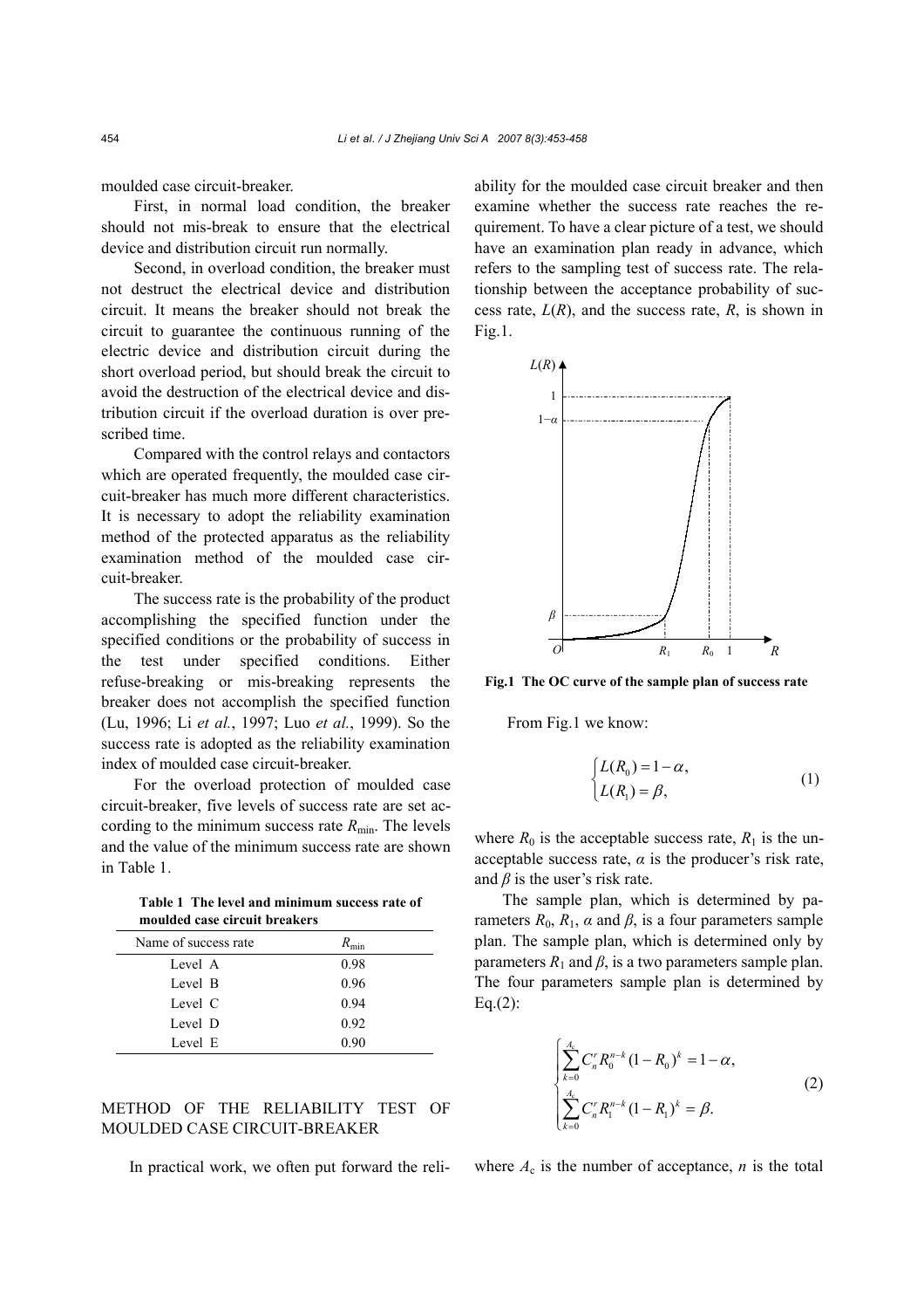moulded case circuit-breaker.

First, in normal load condition, the breaker should not mis-break to ensure that the electrical device and distribution circuit run normally.

Second, in overload condition, the breaker must not destruct the electrical device and distribution circuit. It means the breaker should not break the circuit to guarantee the continuous running of the electric device and distribution circuit during the short overload period, but should break the circuit to avoid the destruction of the electrical device and distribution circuit if the overload duration is over prescribed time.

Compared with the control relays and contactors which are operated frequently, the moulded case circuit-breaker has much more different characteristics. It is necessary to adopt the reliability examination method of the protected apparatus as the reliability examination method of the moulded case circuit-breaker.

The success rate is the probability of the product accomplishing the specified function under the specified conditions or the probability of success in the test under specified conditions. Either refuse-breaking or mis-breaking represents the breaker does not accomplish the specified function (Lu, 1996; Li *et al.*, 1997; Luo *et al.*, 1999). So the success rate is adopted as the reliability examination index of moulded case circuit-breaker.

For the overload protection of moulded case circuit-breaker, five levels of success rate are set according to the minimum success rate $R_{\min}$. The levels and the value of the minimum success rate are shown in Table 1.

**Table 1 The level and minimum success rate of moulded case circuit breakers**

| Name of success rate | $R_{\min}$ |
|---|---|
| Level A | 0.98 |
| Level B | 0.96 |
| Level C | 0.94 |
| Level D | 0.92 |
| Level E | 0.90 |

## METHOD OF THE RELIABILITY TEST OF MOULDED CASE CIRCUIT-BREAKER

In practical work, we often put forward the reliability for the moulded case circuit breaker and then examine whether the success rate reaches the requirement. To have a clear picture of a test, we should have an examination plan ready in advance, which refers to the sampling test of success rate. The relationship between the acceptance probability of success rate, $L(R)$, and the success rate, $R$, is shown in Fig.1.

**Fig.1 The OC curve of the sample plan of success rate**

From Fig.1 we know:

$$\begin{cases} L(R_0) = 1-\alpha, \\ L(R_1) = \beta, \end{cases} \tag{1}$$

where $R_0$ is the acceptable success rate, $R_1$ is the unacceptable success rate, $\alpha$ is the producer's risk rate, and $\beta$ is the user's risk rate.

The sample plan, which is determined by parameters $R_0$, $R_1$, $\alpha$ and $\beta$, is a four parameters sample plan. The sample plan, which is determined only by parameters $R_1$ and $\beta$, is a two parameters sample plan. The four parameters sample plan is determined by Eq.(2):

$$\begin{cases} \sum_{k=0}^{A_c} C_n^r R_0^{n-k} (1-R_0)^k = 1-\alpha, \\ \sum_{k=0}^{A_c} C_n^r R_1^{n-k} (1-R_1)^k = \beta. \end{cases} \tag{2}$$

where $A_c$ is the number of acceptance, $n$ is the total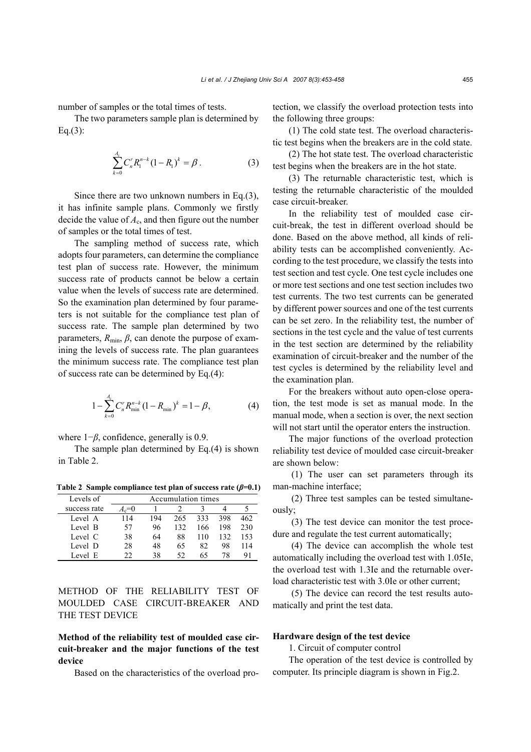number of samples or the total times of tests.

The two parameters sample plan is determined by Eq.(3):

$$\sum_{k=0}^{A_c} C_n^r R_1^{n-k} (1-R_1)^k = \beta . \tag{3}$$

Since there are two unknown numbers in Eq.(3), it has infinite sample plans. Commonly we firstly decide the value of $A_c$, and then figure out the number of samples or the total times of test.

The sampling method of success rate, which adopts four parameters, can determine the compliance test plan of success rate. However, the minimum success rate of products cannot be below a certain value when the levels of success rate are determined. So the examination plan determined by four parameters is not suitable for the compliance test plan of success rate. The sample plan determined by two parameters, $R_{\min}$, $\beta$, can denote the purpose of examining the levels of success rate. The plan guarantees the minimum success rate. The compliance test plan of success rate can be determined by Eq.(4):

$$1-\sum_{k=0}^{A_c} C_n^r R_{\min}^{n-k} (1-R_{\min})^k = 1-\beta, \tag{4}$$

where $1-\beta$, confidence, generally is 0.9.

The sample plan determined by Eq.(4) is shown in Table 2.

**Table 2 Sample compliance test plan of success rate ($\beta$=0.1)**

| Levels of success rate | Accumulation times | | | | | |
|---|---|---|---|---|---|---|
| | $A_c$=0 | 1 | 2 | 3 | 4 | 5 |
| Level A | 114 | 194 | 265 | 333 | 398 | 462 |
| Level B | 57 | 96 | 132 | 166 | 198 | 230 |
| Level C | 38 | 64 | 88 | 110 | 132 | 153 |
| Level D | 28 | 48 | 65 | 82 | 98 | 114 |
| Level E | 22 | 38 | 52 | 65 | 78 | 91 |

## METHOD OF THE RELIABILITY TEST OF MOULDED CASE CIRCUIT-BREAKER AND THE TEST DEVICE

### Method of the reliability test of moulded case circuit-breaker and the major functions of the test device

Based on the characteristics of the overload protection, we classify the overload protection tests into the following three groups:

(1) The cold state test. The overload characteristic test begins when the breakers are in the cold state.

(2) The hot state test. The overload characteristic test begins when the breakers are in the hot state.

(3) The returnable characteristic test, which is testing the returnable characteristic of the moulded case circuit-breaker.

In the reliability test of moulded case circuit-break, the test in different overload should be done. Based on the above method, all kinds of reliability tests can be accomplished conveniently. According to the test procedure, we classify the tests into test section and test cycle. One test cycle includes one or more test sections and one test section includes two test currents. The two test currents can be generated by different power sources and one of the test currents can be set zero. In the reliability test, the number of sections in the test cycle and the value of test currents in the test section are determined by the reliability examination of circuit-breaker and the number of the test cycles is determined by the reliability level and the examination plan.

For the breakers without auto open-close operation, the test mode is set as manual mode. In the manual mode, when a section is over, the next section will not start until the operator enters the instruction.

The major functions of the overload protection reliability test device of moulded case circuit-breaker are shown below:

(1) The user can set parameters through its man-machine interface;

(2) Three test samples can be tested simultaneously;

(3) The test device can monitor the test procedure and regulate the test current automatically;

(4) The device can accomplish the whole test automatically including the overload test with 1.05Ie, the overload test with 1.3Ie and the returnable overload characteristic test with 3.0Ie or other current;

(5) The device can record the test results automatically and print the test data.

### Hardware design of the test device

1. Circuit of computer control

The operation of the test device is controlled by computer. Its principle diagram is shown in Fig.2.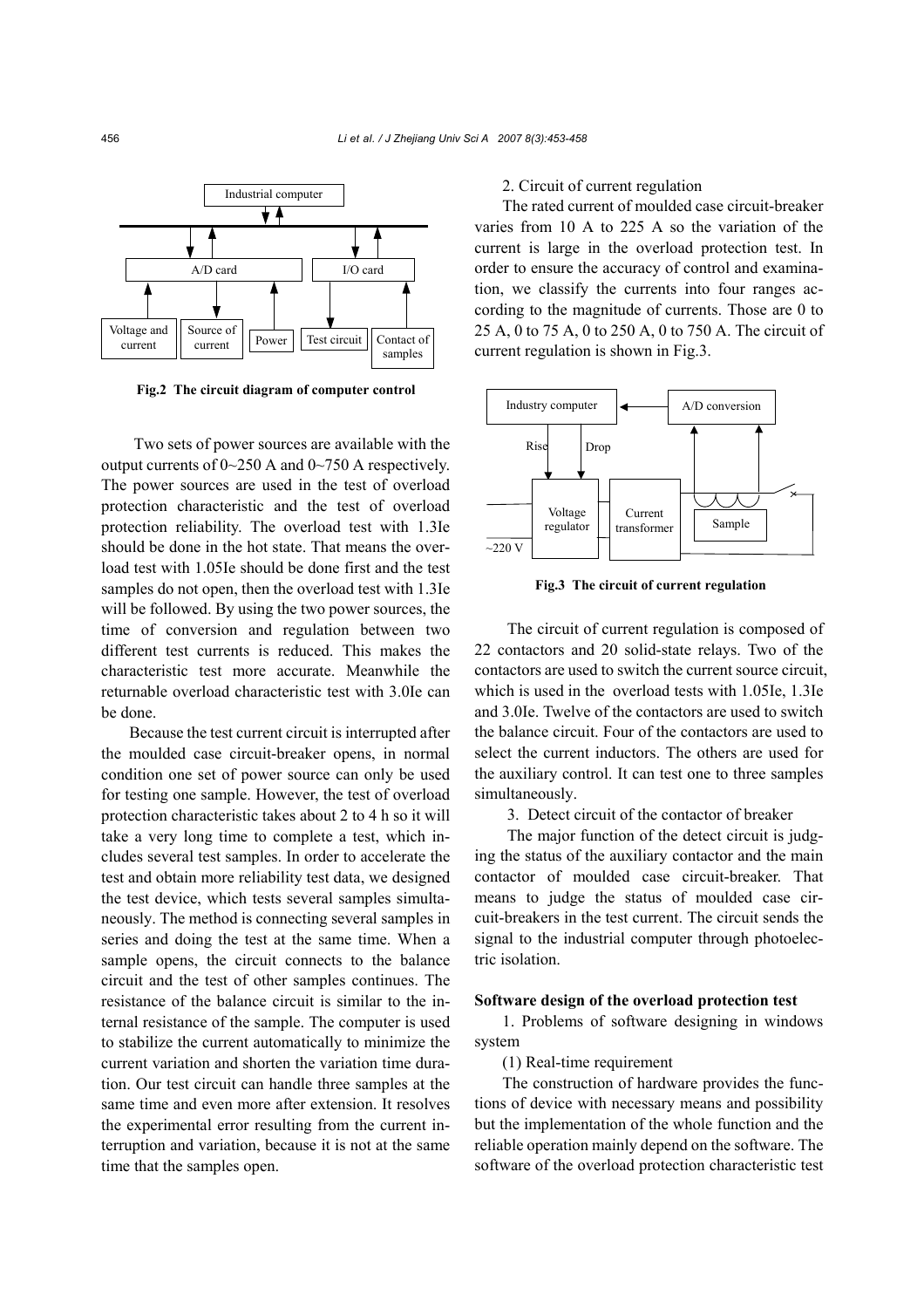Fig.2 The circuit diagram of computer control

Two sets of power sources are available with the output currents of 0~250 A and 0~750 A respectively. The power sources are used in the test of overload protection characteristic and the test of overload protection reliability. The overload test with 1.3Ie should be done in the hot state. That means the overload test with 1.05Ie should be done first and the test samples do not open, then the overload test with 1.3Ie will be followed. By using the two power sources, the time of conversion and regulation between two different test currents is reduced. This makes the characteristic test more accurate. Meanwhile the returnable overload characteristic test with 3.0Ie can be done.

Because the test current circuit is interrupted after the moulded case circuit-breaker opens, in normal condition one set of power source can only be used for testing one sample. However, the test of overload protection characteristic takes about 2 to 4 h so it will take a very long time to complete a test, which includes several test samples. In order to accelerate the test and obtain more reliability test data, we designed the test device, which tests several samples simultaneously. The method is connecting several samples in series and doing the test at the same time. When a sample opens, the circuit connects to the balance circuit and the test of other samples continues. The resistance of the balance circuit is similar to the internal resistance of the sample. The computer is used to stabilize the current automatically to minimize the current variation and shorten the variation time duration. Our test circuit can handle three samples at the same time and even more after extension. It resolves the experimental error resulting from the current interruption and variation, because it is not at the same time that the samples open.

2. Circuit of current regulation

The rated current of moulded case circuit-breaker varies from 10 A to 225 A so the variation of the current is large in the overload protection test. In order to ensure the accuracy of control and examination, we classify the currents into four ranges according to the magnitude of currents. Those are 0 to 25 A, 0 to 75 A, 0 to 250 A, 0 to 750 A. The circuit of current regulation is shown in Fig.3.

Fig.3 The circuit of current regulation

The circuit of current regulation is composed of 22 contactors and 20 solid-state relays. Two of the contactors are used to switch the current source circuit, which is used in the overload tests with 1.05Ie, 1.3Ie and 3.0Ie. Twelve of the contactors are used to switch the balance circuit. Four of the contactors are used to select the current inductors. The others are used for the auxiliary control. It can test one to three samples simultaneously.

3. Detect circuit of the contactor of breaker

The major function of the detect circuit is judging the status of the auxiliary contactor and the main contactor of moulded case circuit-breaker. That means to judge the status of moulded case circuit-breakers in the test current. The circuit sends the signal to the industrial computer through photoelectric isolation.

## Software design of the overload protection test

1. Problems of software designing in windows system

(1) Real-time requirement

The construction of hardware provides the functions of device with necessary means and possibility but the implementation of the whole function and the reliable operation mainly depend on the software. The software of the overload protection characteristic test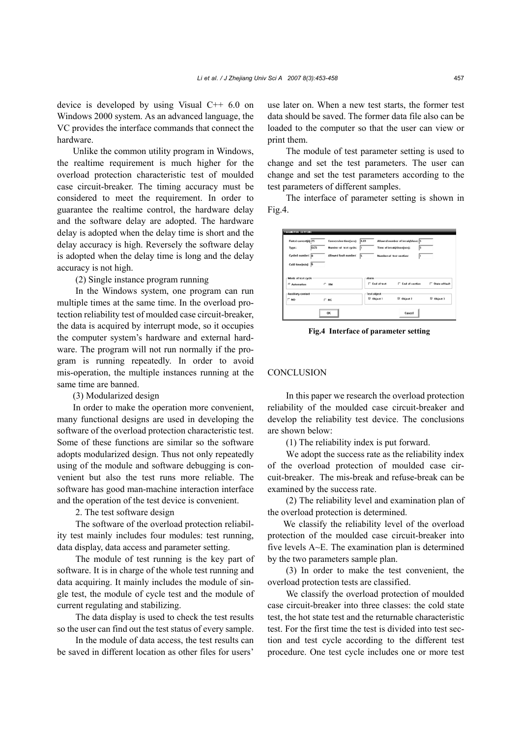device is developed by using Visual C++ 6.0 on Windows 2000 system. As an advanced language, the VC provides the interface commands that connect the hardware.

Unlike the common utility program in Windows, the realtime requirement is much higher for the overload protection characteristic test of moulded case circuit-breaker. The timing accuracy must be considered to meet the requirement. In order to guarantee the realtime control, the hardware delay and the software delay are adopted. The hardware delay is adopted when the delay time is short and the delay accuracy is high. Reversely the software delay is adopted when the delay time is long and the delay accuracy is not high.

(2) Single instance program running

In the Windows system, one program can run multiple times at the same time. In the overload protection reliability test of moulded case circuit-breaker, the data is acquired by interrupt mode, so it occupies the computer system's hardware and external hardware. The program will not run normally if the program is running repeatedly. In order to avoid mis-operation, the multiple instances running at the same time are banned.

(3) Modularized design

In order to make the operation more convenient, many functional designs are used in developing the software of the overload protection characteristic test. Some of these functions are similar so the software adopts modularized design. Thus not only repeatedly using of the module and software debugging is convenient but also the test runs more reliable. The software has good man-machine interaction interface and the operation of the test device is convenient.

2. The test software design

The software of the overload protection reliability test mainly includes four modules: test running, data display, data access and parameter setting.

The module of test running is the key part of software. It is in charge of the whole test running and data acquiring. It mainly includes the module of single test, the module of cycle test and the module of current regulating and stabilizing.

The data display is used to check the test results so the user can find out the test status of every sample.

In the module of data access, the test results can be saved in different location as other files for users' use later on. When a new test starts, the former test data should be saved. The former data file also can be loaded to the computer so that the user can view or print them.

The module of test parameter setting is used to change and set the test parameters. The user can change and set the test parameters according to the test parameters of different samples.

The interface of parameter setting is shown in Fig.4.

**Fig.4 Interface of parameter setting**

## CONCLUSION

In this paper we research the overload protection reliability of the moulded case circuit-breaker and develop the reliability test device. The conclusions are shown below:

(1) The reliability index is put forward.

We adopt the success rate as the reliability index of the overload protection of moulded case circuit-breaker. The mis-break and refuse-break can be examined by the success rate.

(2) The reliability level and examination plan of the overload protection is determined.

We classify the reliability level of the overload protection of the moulded case circuit-breaker into five levels A~E. The examination plan is determined by the two parameters sample plan.

(3) In order to make the test convenient, the overload protection tests are classified.

We classify the overload protection of moulded case circuit-breaker into three classes: the cold state test, the hot state test and the returnable characteristic test. For the first time the test is divided into test section and test cycle according to the different test procedure. One test cycle includes one or more test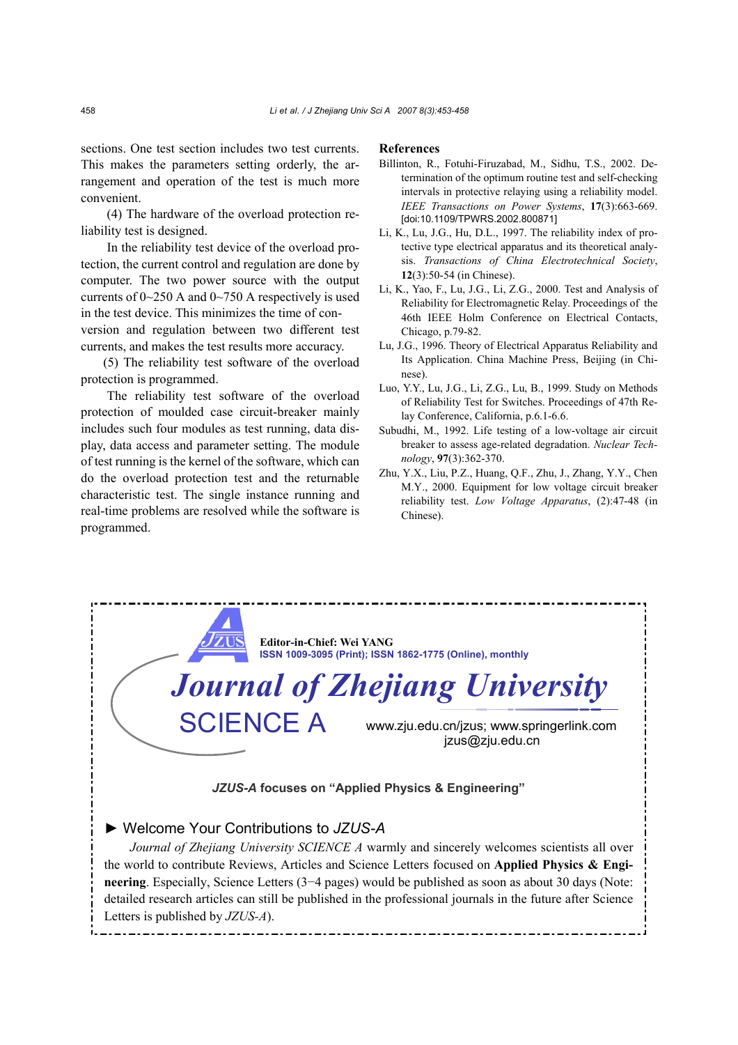sections. One test section includes two test currents. This makes the parameters setting orderly, the arrangement and operation of the test is much more convenient.

(4) The hardware of the overload protection reliability test is designed.

In the reliability test device of the overload protection, the current control and regulation are done by computer. The two power source with the output currents of 0~250 A and 0~750 A respectively is used in the test device. This minimizes the time of conversion and regulation between two different test currents, and makes the test results more accuracy.

(5) The reliability test software of the overload protection is programmed.

The reliability test software of the overload protection of moulded case circuit-breaker mainly includes such four modules as test running, data display, data access and parameter setting. The module of test running is the kernel of the software, which can do the overload protection test and the returnable characteristic test. The single instance running and real-time problems are resolved while the software is programmed.

## References

Billinton, R., Fotuhi-Firuzabad, M., Sidhu, T.S., 2002. Determination of the optimum routine test and self-checking intervals in protective relaying using a reliability model. *IEEE Transactions on Power Systems*, **17**(3):663-669. [doi:10.1109/TPWRS.2002.800871]

Li, K., Lu, J.G., Hu, D.L., 1997. The reliability index of protective type electrical apparatus and its theoretical analysis. *Transactions of China Electrotechnical Society*, **12**(3):50-54 (in Chinese).

Li, K., Yao, F., Lu, J.G., Li, Z.G., 2000. Test and Analysis of Reliability for Electromagnetic Relay. Proceedings of the 46th IEEE Holm Conference on Electrical Contacts, Chicago, p.79-82.

Lu, J.G., 1996. Theory of Electrical Apparatus Reliability and Its Application. China Machine Press, Beijing (in Chinese).

Luo, Y.Y., Lu, J.G., Li, Z.G., Lu, B., 1999. Study on Methods of Reliability Test for Switches. Proceedings of 47th Relay Conference, California, p.6.1-6.6.

Subudhi, M., 1992. Life testing of a low-voltage air circuit breaker to assess age-related degradation. *Nuclear Technology*, **97**(3):362-370.

Zhu, Y.X., Liu, P.Z., Huang, Q.F., Zhu, J., Zhang, Y.Y., Chen M.Y., 2000. Equipment for low voltage circuit breaker reliability test. *Low Voltage Apparatus*, (2):47-48 (in Chinese).

---

**Editor-in-Chief: Wei YANG**
**ISSN 1009-3095 (Print); ISSN 1862-1775 (Online), monthly**

# *Journal of Zhejiang University* SCIENCE A

www.zju.edu.cn/jzus; www.springerlink.com
jzus@zju.edu.cn

***JZUS-A*** **focuses on "Applied Physics & Engineering"**

### ► Welcome Your Contributions to *JZUS-A*

*Journal of Zhejiang University SCIENCE A* warmly and sincerely welcomes scientists all over the world to contribute Reviews, Articles and Science Letters focused on **Applied Physics & Engineering**. Especially, Science Letters (3−4 pages) would be published as soon as about 30 days (Note: detailed research articles can still be published in the professional journals in the future after Science Letters is published by *JZUS-A*).